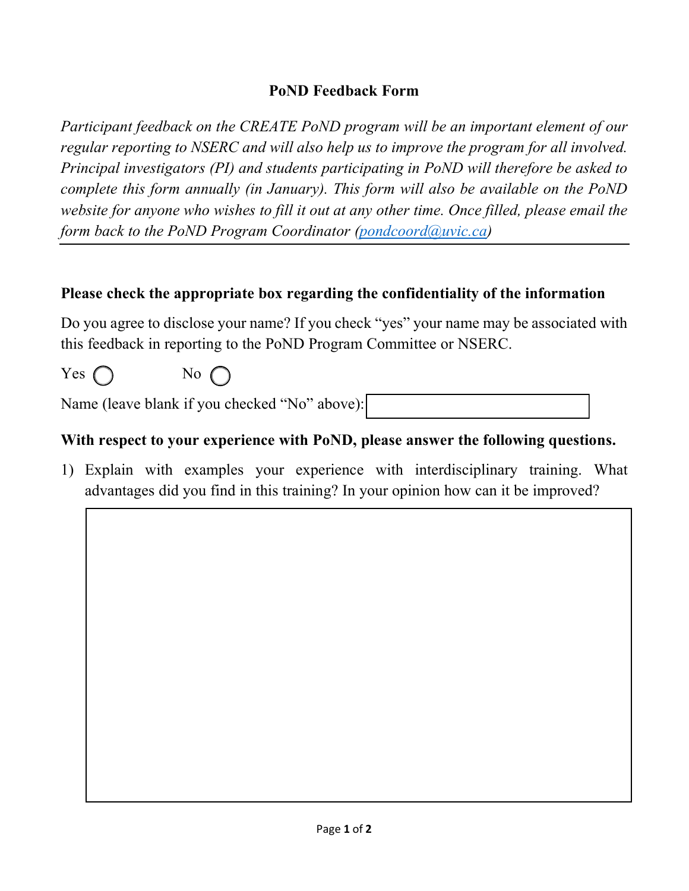# PoND Feedback Form

*Participant feedback on the CREATE PoND program will be an important element of our regular reporting to NSERC and will also help us to improve the program for all involved. Principal investigators (PI) and students participating in PoND will therefore be asked to complete this form annually (in January). This form will also be available on the PoND website for anyone who wishes to fill it out at any other time. Once filled, please email the form back to the PoND Program Coordinator (pondcoord@uvic.ca)*

---

**Please check the appropriate box regarding the confidentiality of the information**

Do you agree to disclose your name? If you check "yes" your name may be associated with this feedback in reporting to the PoND Program Committee or NSERC.

Yes ◯ No ◯

Name (leave blank if you checked "No" above):

**With respect to your experience with PoND, please answer the following questions.**

1) Explain with examples your experience with interdisciplinary training. What advantages did you find in this training? In your opinion how can it be improved?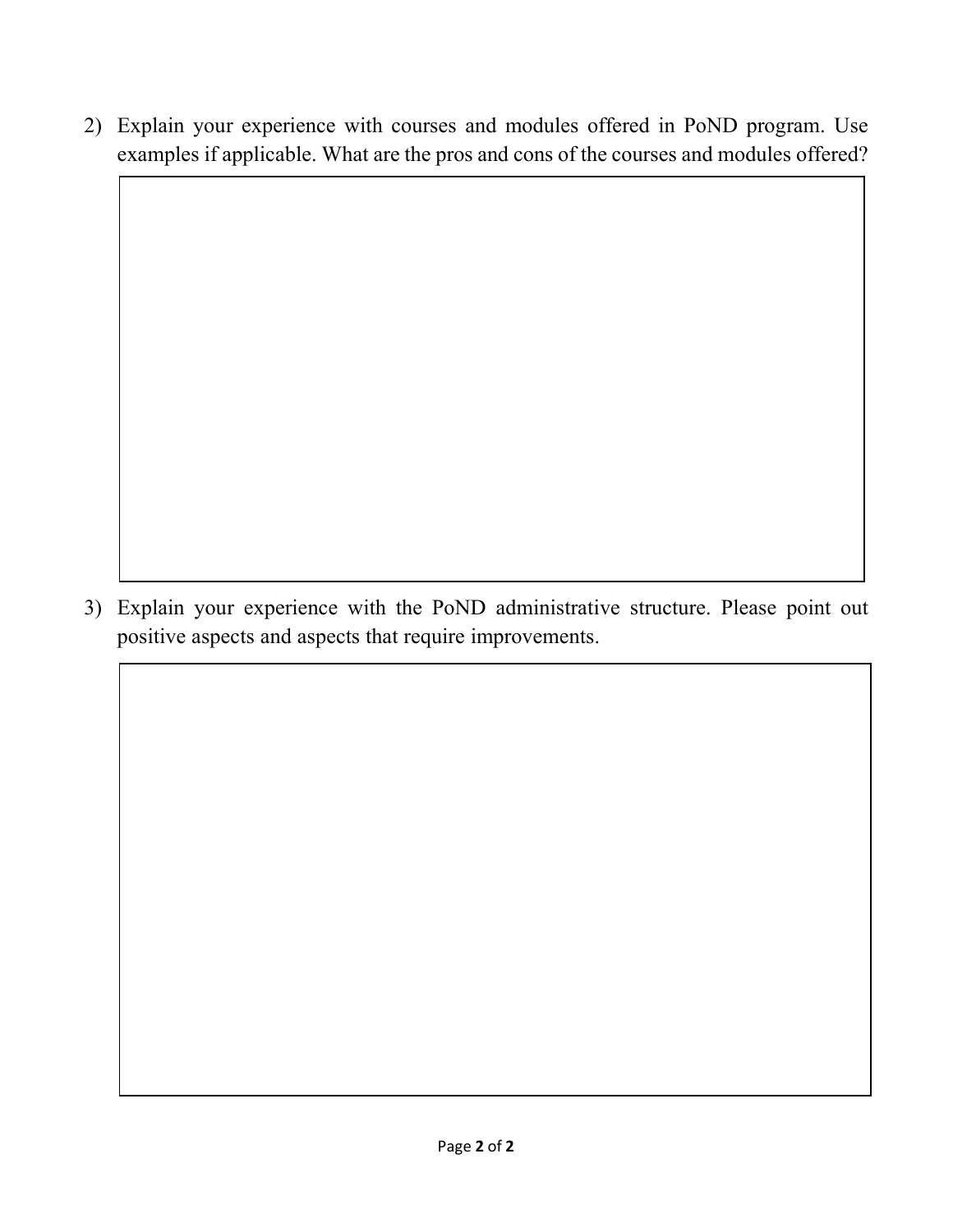2) Explain your experience with courses and modules offered in PoND program. Use examples if applicable. What are the pros and cons of the courses and modules offered?

3) Explain your experience with the PoND administrative structure. Please point out positive aspects and aspects that require improvements.